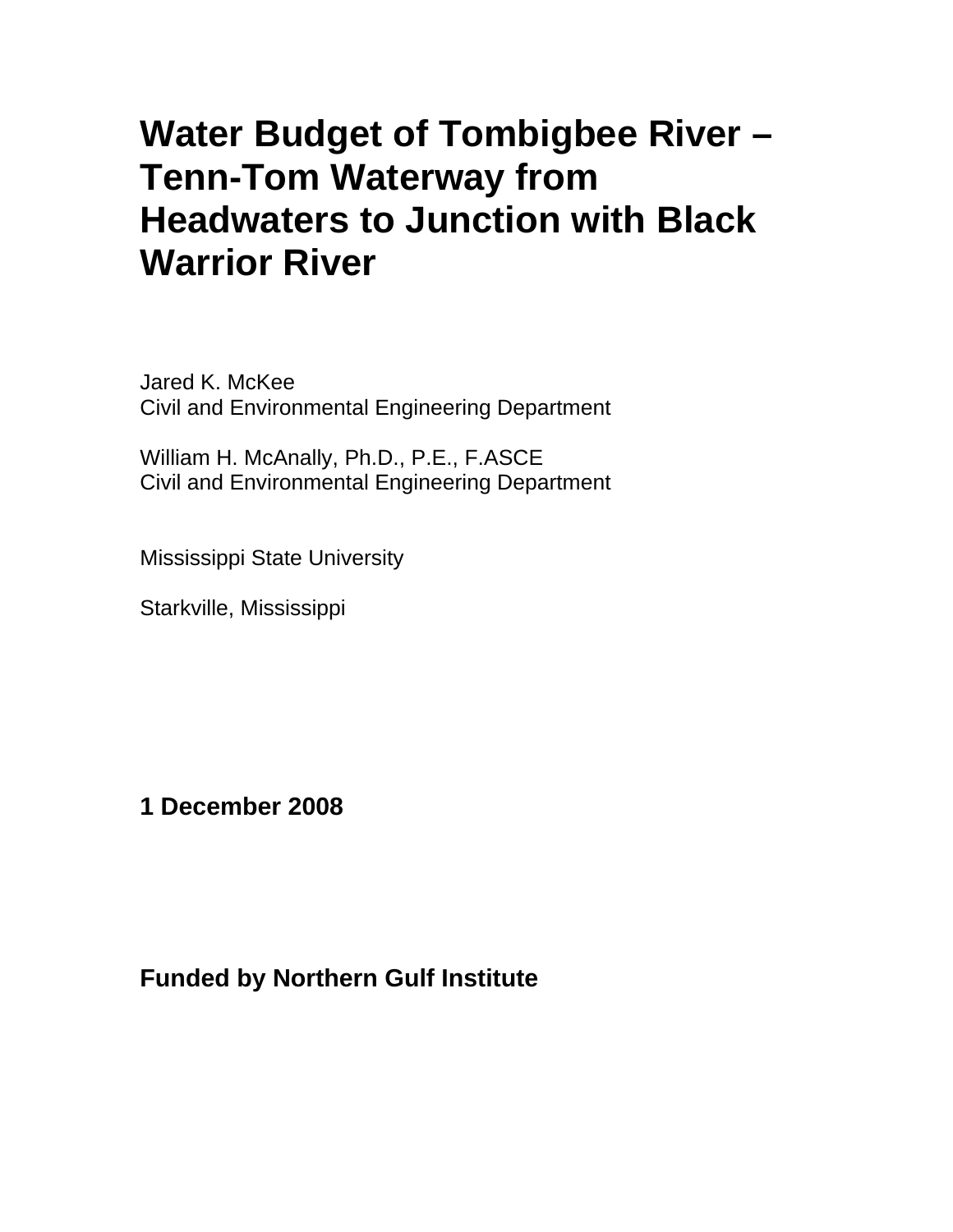# Water Budget of Tombigbee River – Tenn-Tom Waterway from Headwaters to Junction with Black Warrior River

Jared K. McKee
Civil and Environmental Engineering Department

William H. McAnally, Ph.D., P.E., F.ASCE
Civil and Environmental Engineering Department

Mississippi State University

Starkville, Mississippi

**1 December 2008**

**Funded by Northern Gulf Institute**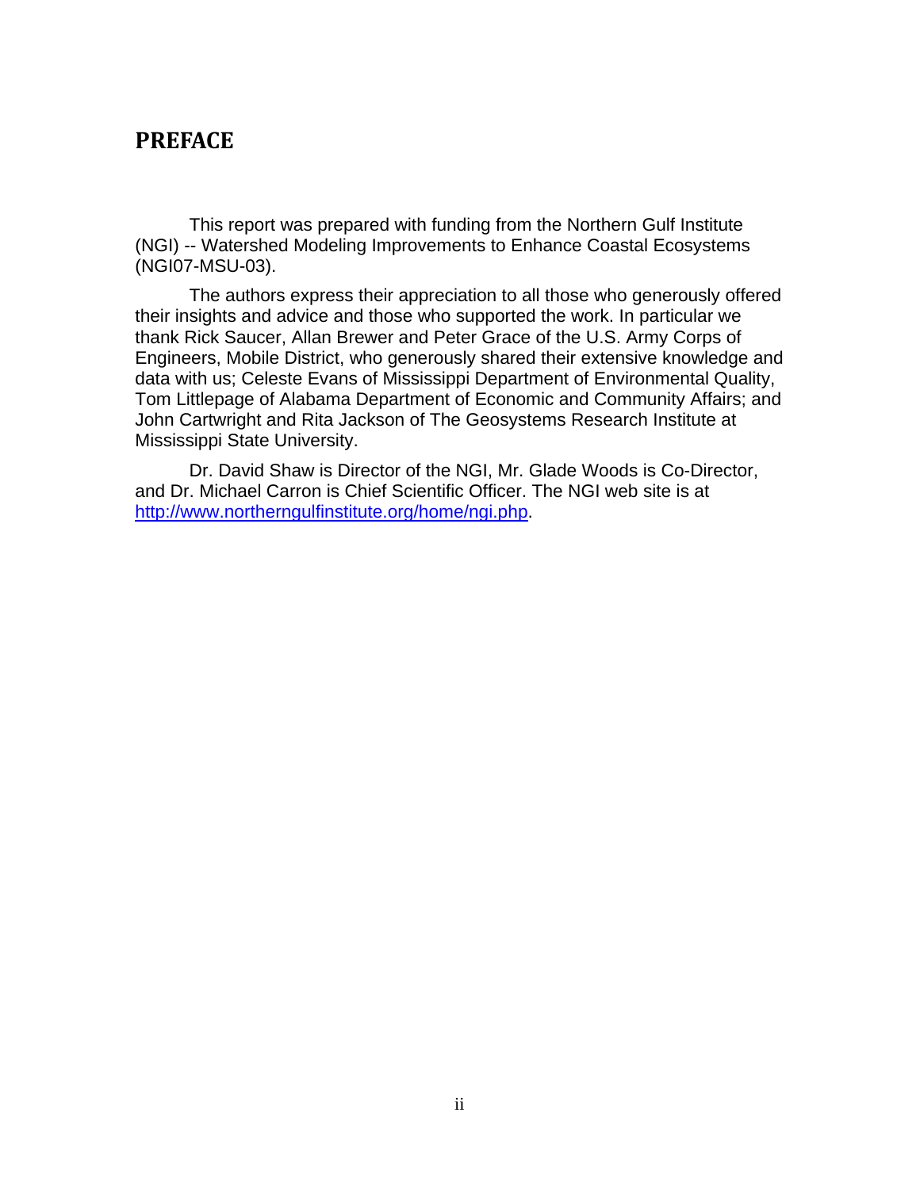# PREFACE

This report was prepared with funding from the Northern Gulf Institute (NGI) -- Watershed Modeling Improvements to Enhance Coastal Ecosystems (NGI07-MSU-03).

The authors express their appreciation to all those who generously offered their insights and advice and those who supported the work. In particular we thank Rick Saucer, Allan Brewer and Peter Grace of the U.S. Army Corps of Engineers, Mobile District, who generously shared their extensive knowledge and data with us; Celeste Evans of Mississippi Department of Environmental Quality, Tom Littlepage of Alabama Department of Economic and Community Affairs; and John Cartwright and Rita Jackson of The Geosystems Research Institute at Mississippi State University.

Dr. David Shaw is Director of the NGI, Mr. Glade Woods is Co-Director, and Dr. Michael Carron is Chief Scientific Officer. The NGI web site is at [http://www.northerngulfinstitute.org/home/ngi.php](http://www.northerngulfinstitute.org/home/ngi.php).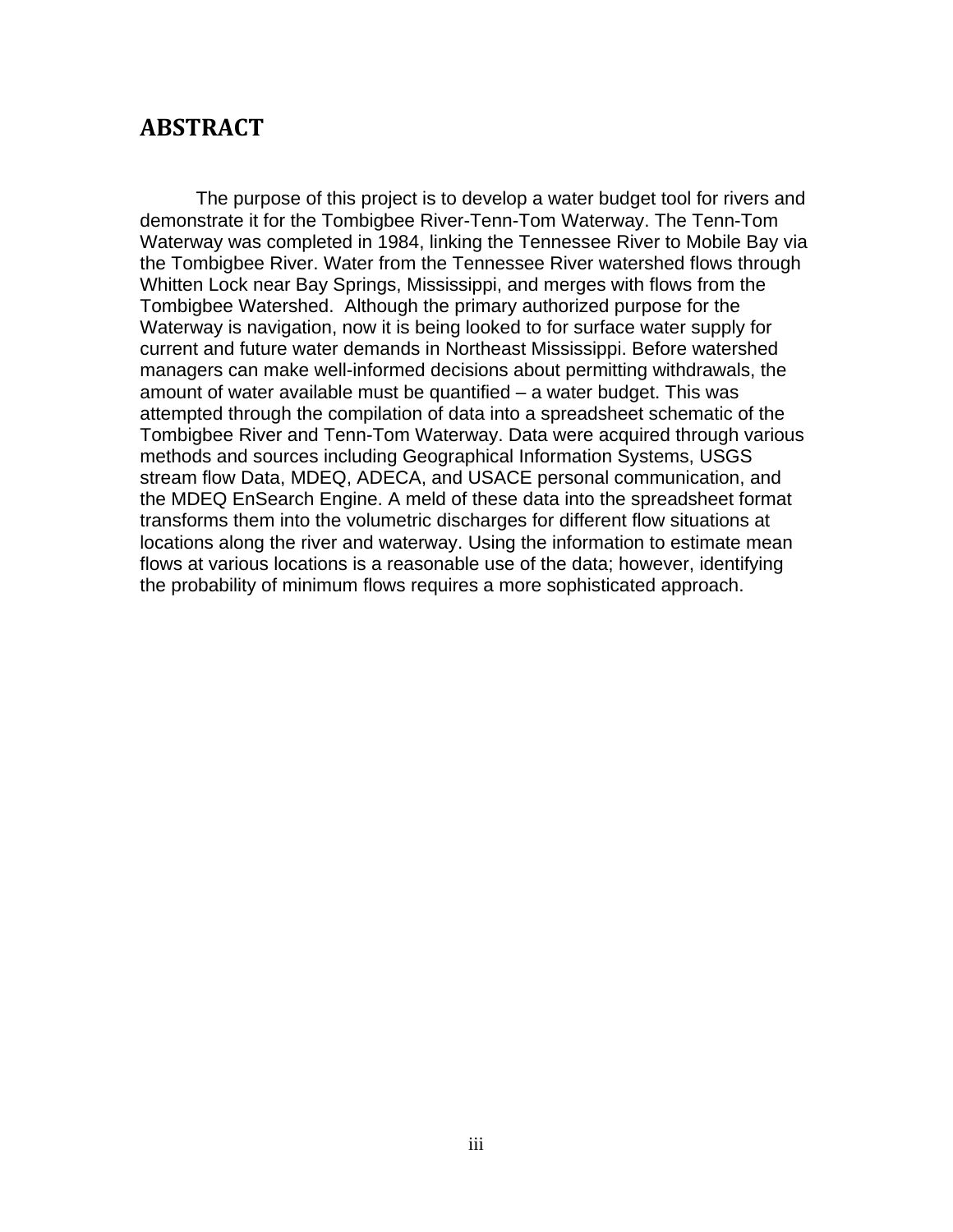## ABSTRACT

The purpose of this project is to develop a water budget tool for rivers and demonstrate it for the Tombigbee River-Tenn-Tom Waterway. The Tenn-Tom Waterway was completed in 1984, linking the Tennessee River to Mobile Bay via the Tombigbee River. Water from the Tennessee River watershed flows through Whitten Lock near Bay Springs, Mississippi, and merges with flows from the Tombigbee Watershed. Although the primary authorized purpose for the Waterway is navigation, now it is being looked to for surface water supply for current and future water demands in Northeast Mississippi. Before watershed managers can make well-informed decisions about permitting withdrawals, the amount of water available must be quantified – a water budget. This was attempted through the compilation of data into a spreadsheet schematic of the Tombigbee River and Tenn-Tom Waterway. Data were acquired through various methods and sources including Geographical Information Systems, USGS stream flow Data, MDEQ, ADECA, and USACE personal communication, and the MDEQ EnSearch Engine. A meld of these data into the spreadsheet format transforms them into the volumetric discharges for different flow situations at locations along the river and waterway. Using the information to estimate mean flows at various locations is a reasonable use of the data; however, identifying the probability of minimum flows requires a more sophisticated approach.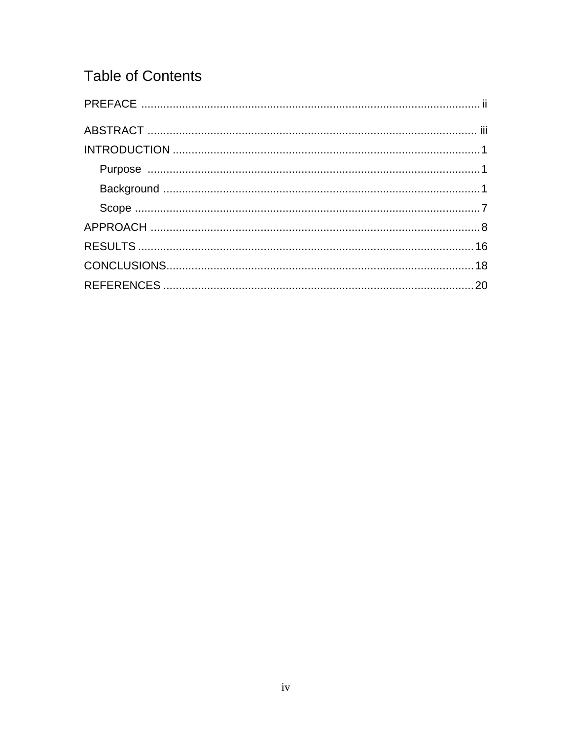# Table of Contents

PREFACE ........................................................................................................ ii

ABSTRACT ..................................................................................................... iii

INTRODUCTION ................................................................................................ 1

- Purpose ..................................................................................................... 1
- Background ................................................................................................ 1
- Scope ......................................................................................................... 7

APPROACH ...................................................................................................... 8

RESULTS ........................................................................................................ 16

CONCLUSIONS ................................................................................................ 18

REFERENCES .................................................................................................. 20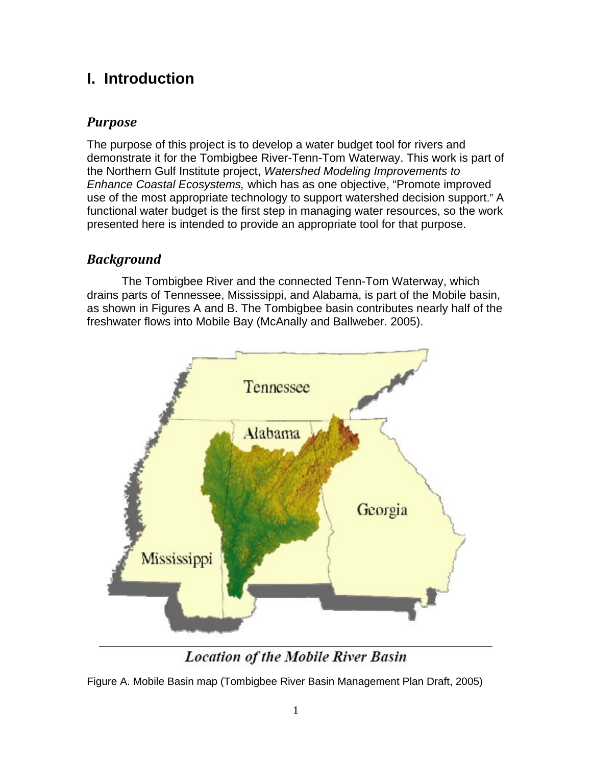# I. Introduction

## *Purpose*

The purpose of this project is to develop a water budget tool for rivers and demonstrate it for the Tombigbee River-Tenn-Tom Waterway. This work is part of the Northern Gulf Institute project, *Watershed Modeling Improvements to Enhance Coastal Ecosystems,* which has as one objective, "Promote improved use of the most appropriate technology to support watershed decision support." A functional water budget is the first step in managing water resources, so the work presented here is intended to provide an appropriate tool for that purpose.

## *Background*

The Tombigbee River and the connected Tenn-Tom Waterway, which drains parts of Tennessee, Mississippi, and Alabama, is part of the Mobile basin, as shown in Figures A and B. The Tombigbee basin contributes nearly half of the freshwater flows into Mobile Bay (McAnally and Ballweber. 2005).

*Location of the Mobile River Basin*

Figure A. Mobile Basin map (Tombigbee River Basin Management Plan Draft, 2005)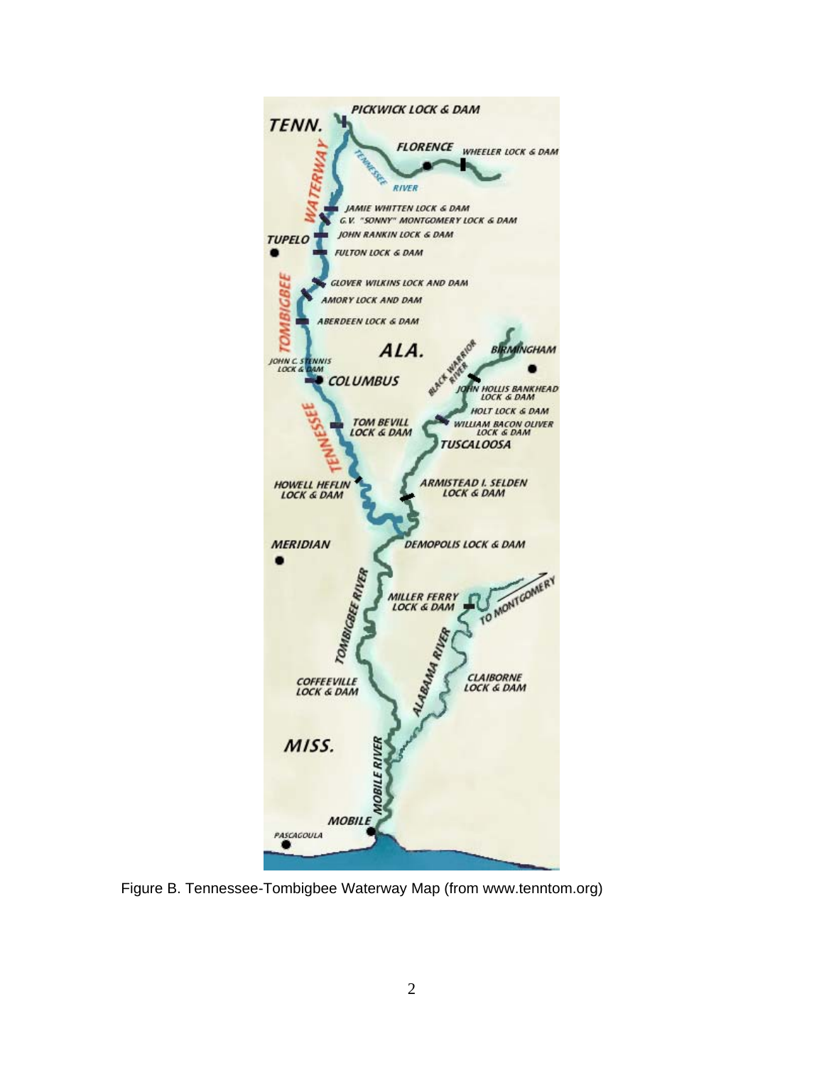Figure B. Tennessee-Tombigbee Waterway Map (from www.tenntom.org)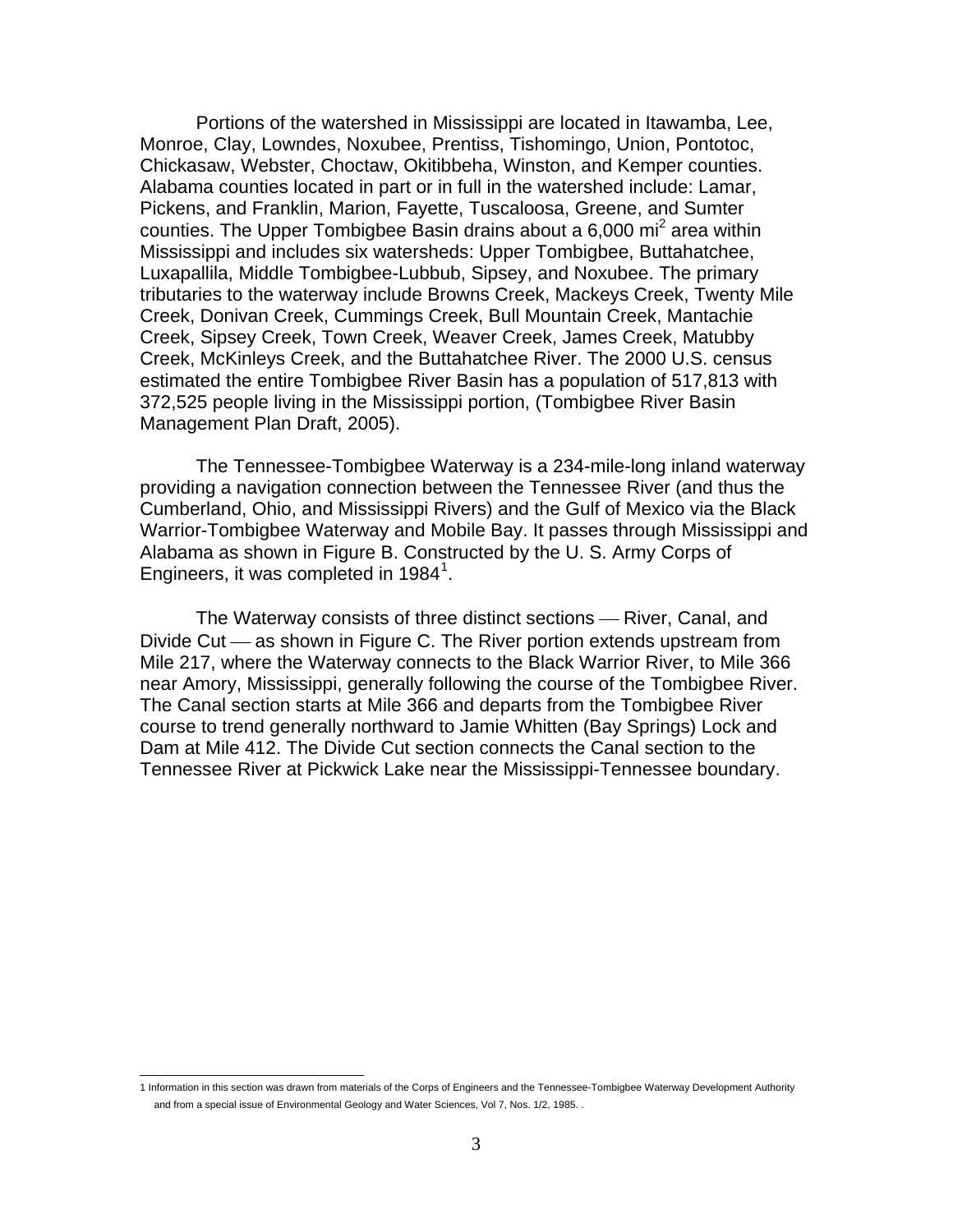Portions of the watershed in Mississippi are located in Itawamba, Lee, Monroe, Clay, Lowndes, Noxubee, Prentiss, Tishomingo, Union, Pontotoc, Chickasaw, Webster, Choctaw, Okitibbeha, Winston, and Kemper counties. Alabama counties located in part or in full in the watershed include: Lamar, Pickens, and Franklin, Marion, Fayette, Tuscaloosa, Greene, and Sumter counties. The Upper Tombigbee Basin drains about a 6,000 $mi^2$ area within Mississippi and includes six watersheds: Upper Tombigbee, Buttahatchee, Luxapallila, Middle Tombigbee-Lubbub, Sipsey, and Noxubee. The primary tributaries to the waterway include Browns Creek, Mackeys Creek, Twenty Mile Creek, Donivan Creek, Cummings Creek, Bull Mountain Creek, Mantachie Creek, Sipsey Creek, Town Creek, Weaver Creek, James Creek, Matubby Creek, McKinleys Creek, and the Buttahatchee River. The 2000 U.S. census estimated the entire Tombigbee River Basin has a population of 517,813 with 372,525 people living in the Mississippi portion, (Tombigbee River Basin Management Plan Draft, 2005).

The Tennessee-Tombigbee Waterway is a 234-mile-long inland waterway providing a navigation connection between the Tennessee River (and thus the Cumberland, Ohio, and Mississippi Rivers) and the Gulf of Mexico via the Black Warrior-Tombigbee Waterway and Mobile Bay. It passes through Mississippi and Alabama as shown in Figure B. Constructed by the U. S. Army Corps of Engineers, it was completed in 1984[1].

The Waterway consists of three distinct sections — River, Canal, and Divide Cut — as shown in Figure C. The River portion extends upstream from Mile 217, where the Waterway connects to the Black Warrior River, to Mile 366 near Amory, Mississippi, generally following the course of the Tombigbee River. The Canal section starts at Mile 366 and departs from the Tombigbee River course to trend generally northward to Jamie Whitten (Bay Springs) Lock and Dam at Mile 412. The Divide Cut section connects the Canal section to the Tennessee River at Pickwick Lake near the Mississippi-Tennessee boundary.

---

1 Information in this section was drawn from materials of the Corps of Engineers and the Tennessee-Tombigbee Waterway Development Authority and from a special issue of Environmental Geology and Water Sciences, Vol 7, Nos. 1/2, 1985. .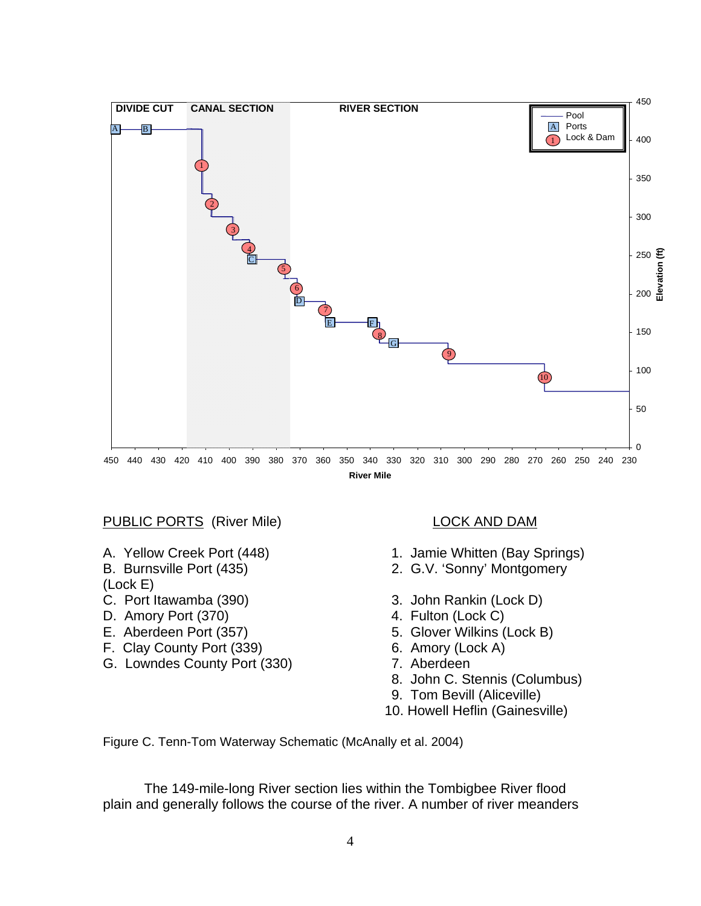PUBLIC PORTS (River Mile)

A. Yellow Creek Port (448)
B. Burnsville Port (435)
(Lock E)
C. Port Itawamba (390)
D. Amory Port (370)
E. Aberdeen Port (357)
F. Clay County Port (339)
G. Lowndes County Port (330)

LOCK AND DAM

1. Jamie Whitten (Bay Springs)
2. G.V. 'Sonny' Montgomery
3. John Rankin (Lock D)
4. Fulton (Lock C)
5. Glover Wilkins (Lock B)
6. Amory (Lock A)
7. Aberdeen
8. John C. Stennis (Columbus)
9. Tom Bevill (Aliceville)
10. Howell Heflin (Gainesville)

Figure C. Tenn-Tom Waterway Schematic (McAnally et al. 2004)

The 149-mile-long River section lies within the Tombigbee River flood plain and generally follows the course of the river. A number of river meanders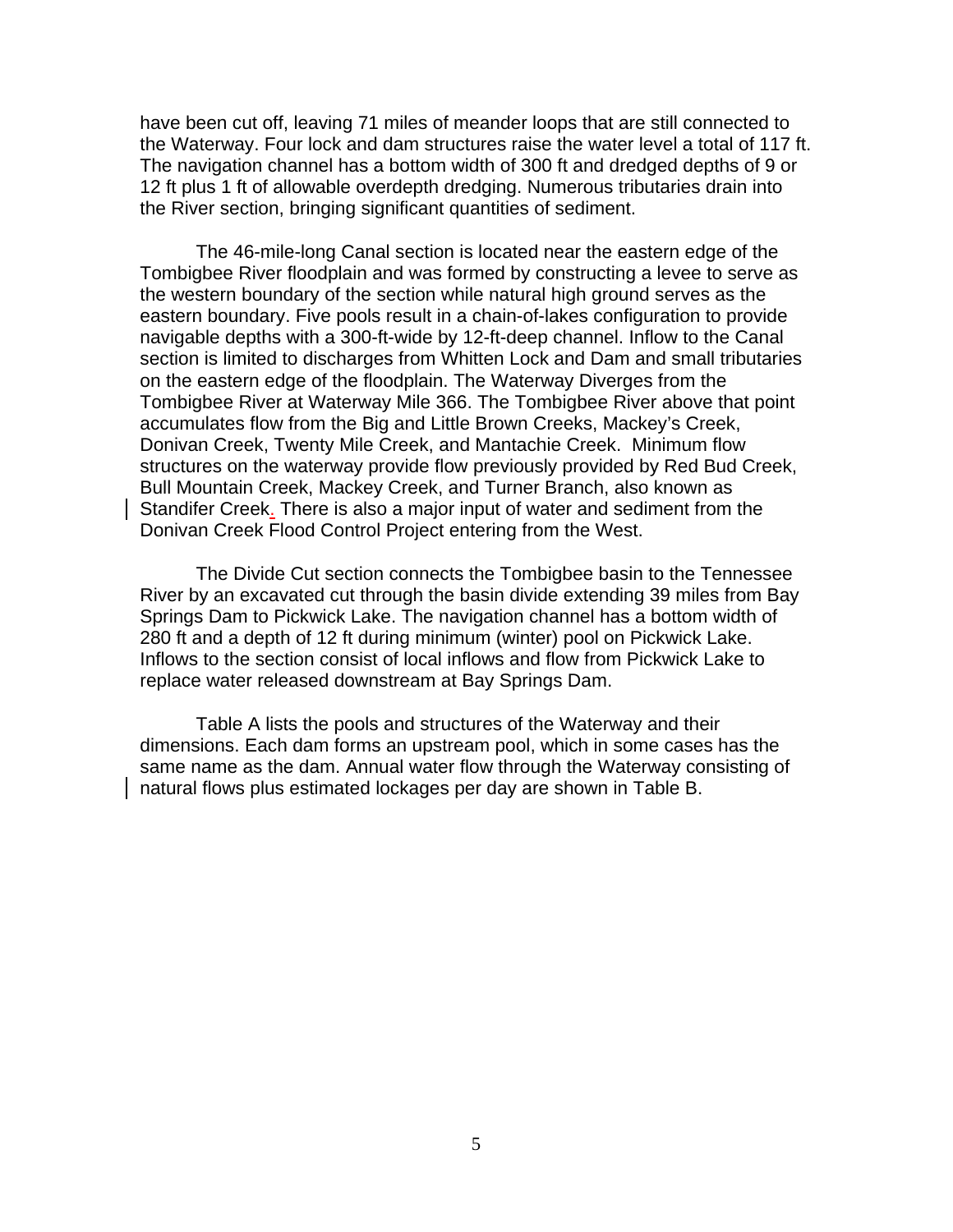have been cut off, leaving 71 miles of meander loops that are still connected to the Waterway. Four lock and dam structures raise the water level a total of 117 ft. The navigation channel has a bottom width of 300 ft and dredged depths of 9 or 12 ft plus 1 ft of allowable overdepth dredging. Numerous tributaries drain into the River section, bringing significant quantities of sediment.

The 46-mile-long Canal section is located near the eastern edge of the Tombigbee River floodplain and was formed by constructing a levee to serve as the western boundary of the section while natural high ground serves as the eastern boundary. Five pools result in a chain-of-lakes configuration to provide navigable depths with a 300-ft-wide by 12-ft-deep channel. Inflow to the Canal section is limited to discharges from Whitten Lock and Dam and small tributaries on the eastern edge of the floodplain. The Waterway Diverges from the Tombigbee River at Waterway Mile 366. The Tombigbee River above that point accumulates flow from the Big and Little Brown Creeks, Mackey's Creek, Donivan Creek, Twenty Mile Creek, and Mantachie Creek. Minimum flow structures on the waterway provide flow previously provided by Red Bud Creek, Bull Mountain Creek, Mackey Creek, and Turner Branch, also known as Standifer Creek. There is also a major input of water and sediment from the Donivan Creek Flood Control Project entering from the West.

The Divide Cut section connects the Tombigbee basin to the Tennessee River by an excavated cut through the basin divide extending 39 miles from Bay Springs Dam to Pickwick Lake. The navigation channel has a bottom width of 280 ft and a depth of 12 ft during minimum (winter) pool on Pickwick Lake. Inflows to the section consist of local inflows and flow from Pickwick Lake to replace water released downstream at Bay Springs Dam.

Table A lists the pools and structures of the Waterway and their dimensions. Each dam forms an upstream pool, which in some cases has the same name as the dam. Annual water flow through the Waterway consisting of natural flows plus estimated lockages per day are shown in Table B.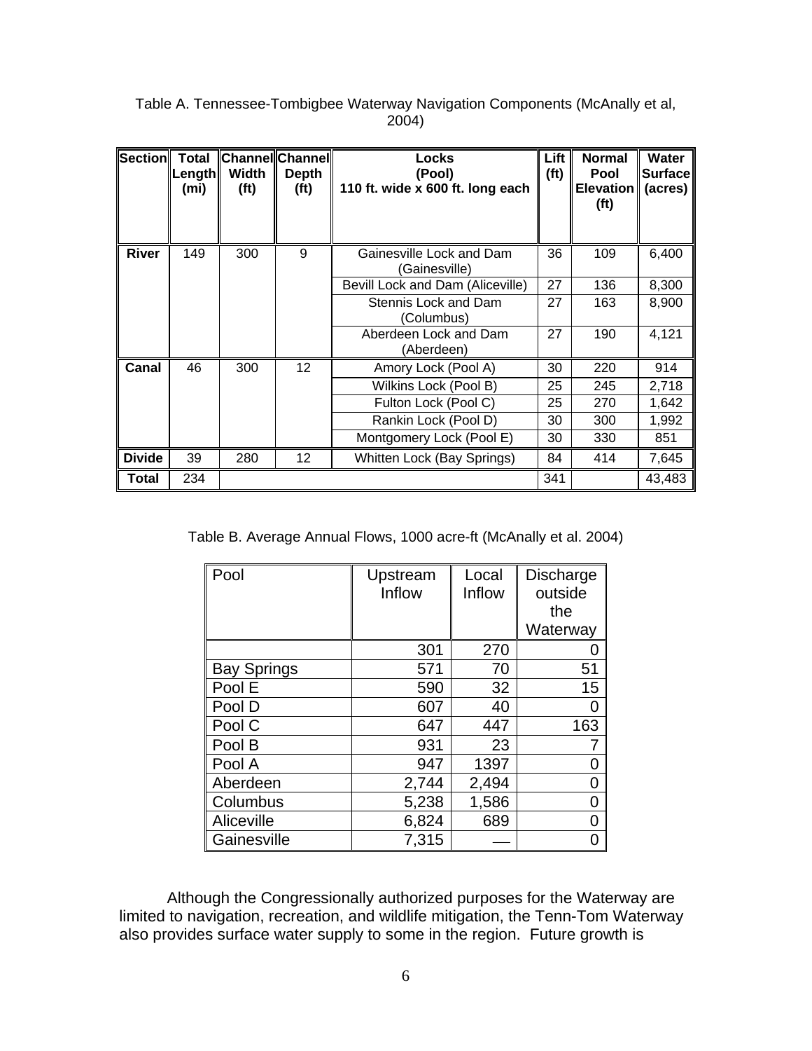Table A. Tennessee-Tombigbee Waterway Navigation Components (McAnally et al, 2004)

| Section | Total Length (mi) | Channel Width (ft) | Channel Depth (ft) | Locks (Pool) 110 ft. wide x 600 ft. long each | Lift (ft) | Normal Pool Elevation (ft) | Water Surface (acres) |
|---|---|---|---|---|---|---|---|
| **River** | 149 | 300 | 9 | Gainesville Lock and Dam (Gainesville) | 36 | 109 | 6,400 |
| | | | | Bevill Lock and Dam (Aliceville) | 27 | 136 | 8,300 |
| | | | | Stennis Lock and Dam (Columbus) | 27 | 163 | 8,900 |
| | | | | Aberdeen Lock and Dam (Aberdeen) | 27 | 190 | 4,121 |
| **Canal** | 46 | 300 | 12 | Amory Lock (Pool A) | 30 | 220 | 914 |
| | | | | Wilkins Lock (Pool B) | 25 | 245 | 2,718 |
| | | | | Fulton Lock (Pool C) | 25 | 270 | 1,642 |
| | | | | Rankin Lock (Pool D) | 30 | 300 | 1,992 |
| | | | | Montgomery Lock (Pool E) | 30 | 330 | 851 |
| **Divide** | 39 | 280 | 12 | Whitten Lock (Bay Springs) | 84 | 414 | 7,645 |
| **Total** | 234 | | | | 341 | | 43,483 |

Table B. Average Annual Flows, 1000 acre-ft (McAnally et al. 2004)

| Pool | Upstream Inflow | Local Inflow | Discharge outside the Waterway |
|---|---|---|---|
| | 301 | 270 | 0 |
| Bay Springs | 571 | 70 | 51 |
| Pool E | 590 | 32 | 15 |
| Pool D | 607 | 40 | 0 |
| Pool C | 647 | 447 | 163 |
| Pool B | 931 | 23 | 7 |
| Pool A | 947 | 1397 | 0 |
| Aberdeen | 2,744 | 2,494 | 0 |
| Columbus | 5,238 | 1,586 | 0 |
| Aliceville | 6,824 | 689 | 0 |
| Gainesville | 7,315 | — | 0 |

Although the Congressionally authorized purposes for the Waterway are limited to navigation, recreation, and wildlife mitigation, the Tenn-Tom Waterway also provides surface water supply to some in the region. Future growth is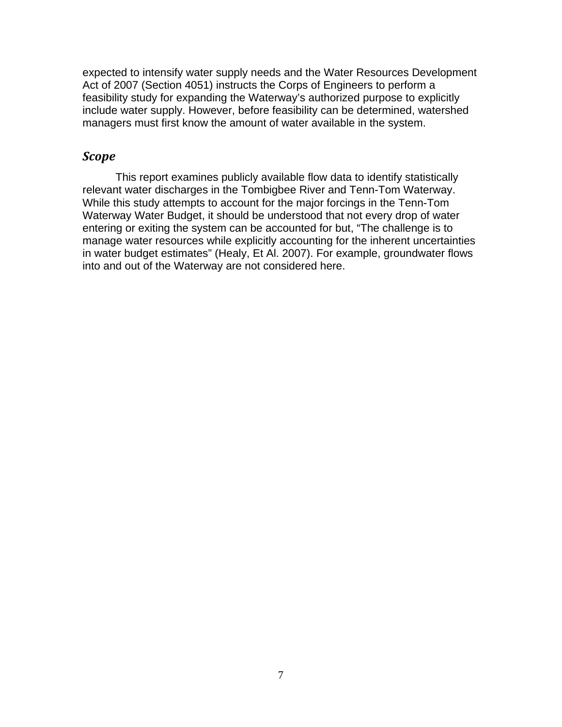expected to intensify water supply needs and the Water Resources Development Act of 2007 (Section 4051) instructs the Corps of Engineers to perform a feasibility study for expanding the Waterway's authorized purpose to explicitly include water supply. However, before feasibility can be determined, watershed managers must first know the amount of water available in the system.

## *Scope*

This report examines publicly available flow data to identify statistically relevant water discharges in the Tombigbee River and Tenn-Tom Waterway. While this study attempts to account for the major forcings in the Tenn-Tom Waterway Water Budget, it should be understood that not every drop of water entering or exiting the system can be accounted for but, "The challenge is to manage water resources while explicitly accounting for the inherent uncertainties in water budget estimates" (Healy, Et Al. 2007). For example, groundwater flows into and out of the Waterway are not considered here.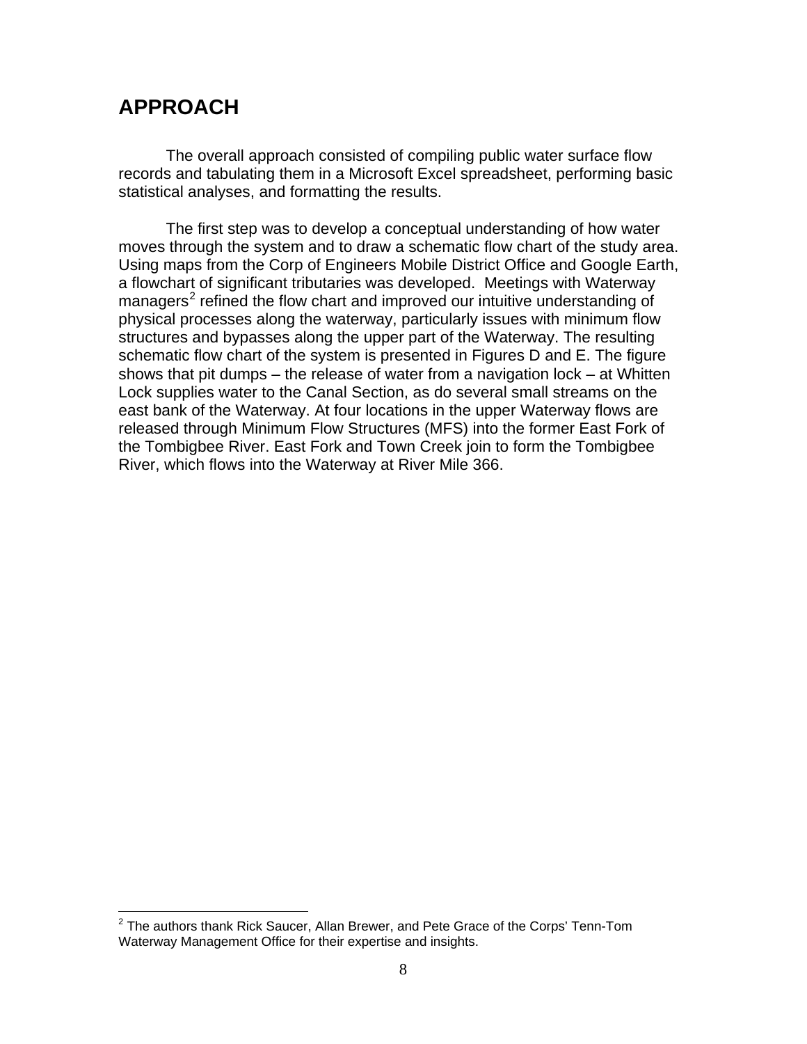# APPROACH

The overall approach consisted of compiling public water surface flow records and tabulating them in a Microsoft Excel spreadsheet, performing basic statistical analyses, and formatting the results.

The first step was to develop a conceptual understanding of how water moves through the system and to draw a schematic flow chart of the study area. Using maps from the Corp of Engineers Mobile District Office and Google Earth, a flowchart of significant tributaries was developed. Meetings with Waterway managers[2] refined the flow chart and improved our intuitive understanding of physical processes along the waterway, particularly issues with minimum flow structures and bypasses along the upper part of the Waterway. The resulting schematic flow chart of the system is presented in Figures D and E. The figure shows that pit dumps – the release of water from a navigation lock – at Whitten Lock supplies water to the Canal Section, as do several small streams on the east bank of the Waterway. At four locations in the upper Waterway flows are released through Minimum Flow Structures (MFS) into the former East Fork of the Tombigbee River. East Fork and Town Creek join to form the Tombigbee River, which flows into the Waterway at River Mile 366.

---

[2] The authors thank Rick Saucer, Allan Brewer, and Pete Grace of the Corps' Tenn-Tom Waterway Management Office for their expertise and insights.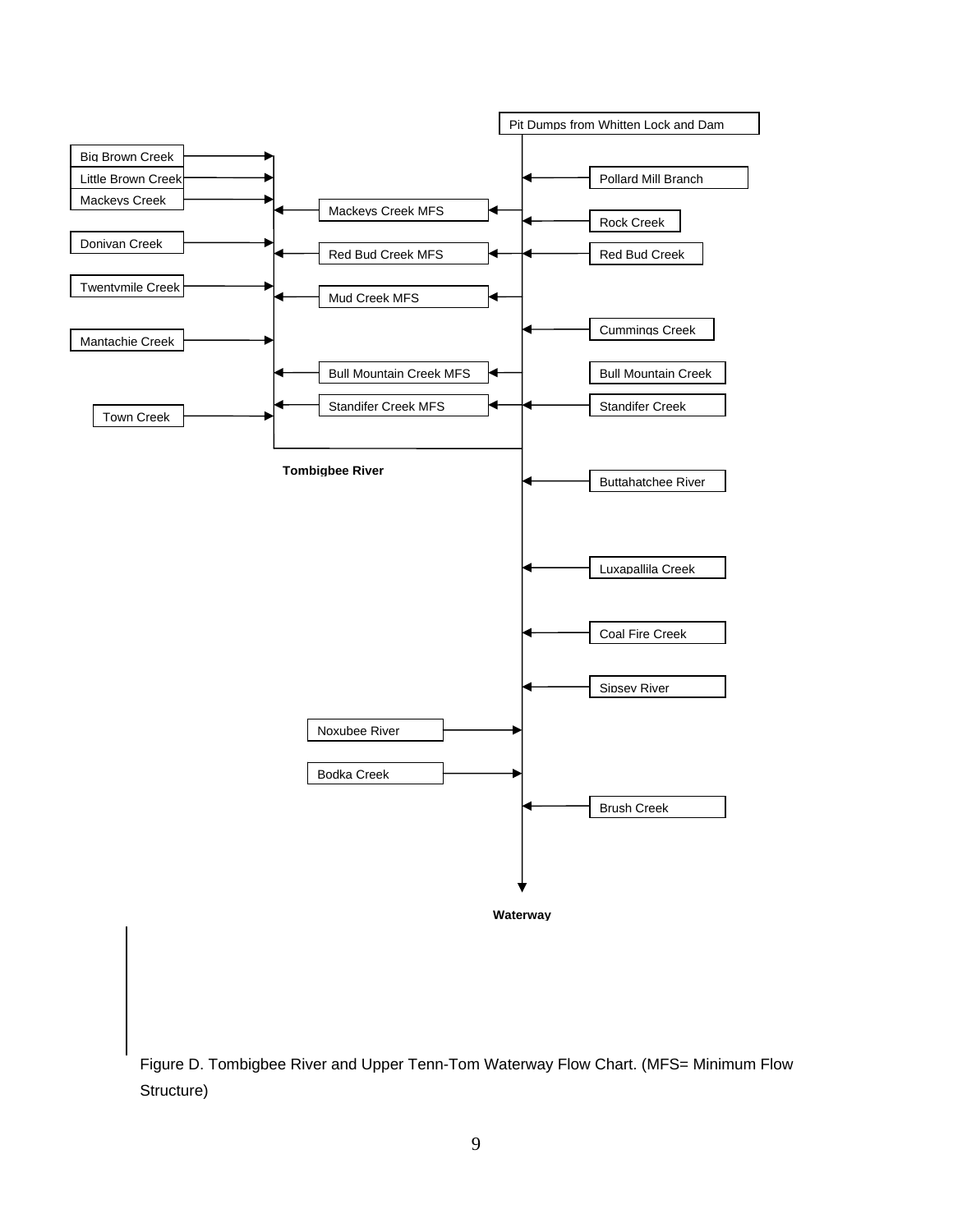Pit Dumps from Whitten Lock and Dam

Big Brown Creek

Little Brown Creek

Mackeys Creek

Pollard Mill Branch

Mackeys Creek MFS

Rock Creek

Donivan Creek

Red Bud Creek MFS

Red Bud Creek

Twentymile Creek

Mud Creek MFS

Cummings Creek

Mantachie Creek

Bull Mountain Creek MFS

Bull Mountain Creek

Standifer Creek MFS

Standifer Creek

Town Creek

**Tombigbee River**

Buttahatchee River

Luxapallila Creek

Coal Fire Creek

Sipsey River

Noxubee River

Bodka Creek

Brush Creek

**Waterway**

Figure D. Tombigbee River and Upper Tenn-Tom Waterway Flow Chart. (MFS= Minimum Flow Structure)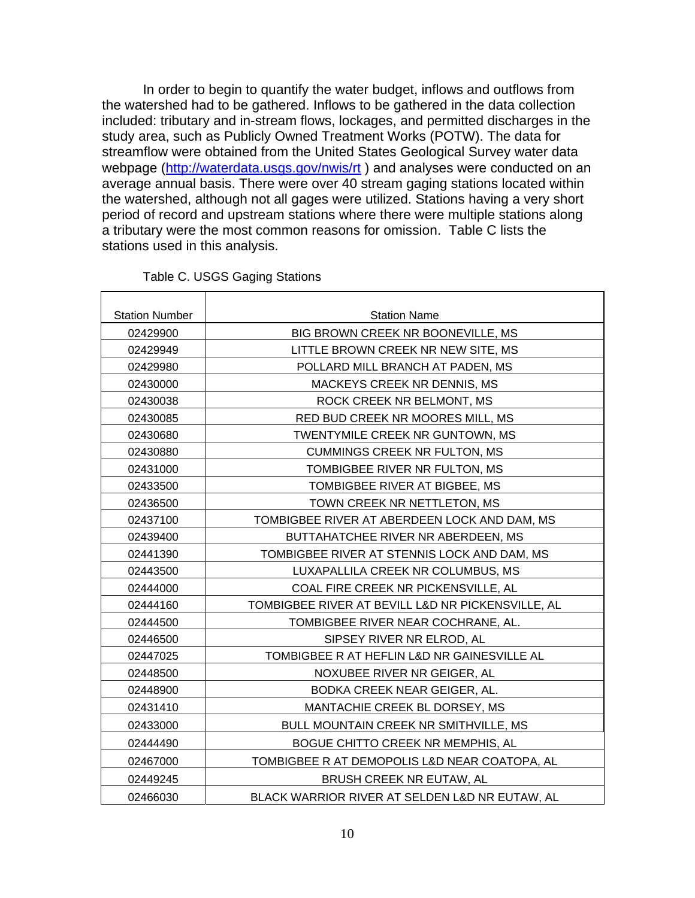In order to begin to quantify the water budget, inflows and outflows from the watershed had to be gathered. Inflows to be gathered in the data collection included: tributary and in-stream flows, lockages, and permitted discharges in the study area, such as Publicly Owned Treatment Works (POTW). The data for streamflow were obtained from the United States Geological Survey water data webpage (http://waterdata.usgs.gov/nwis/rt ) and analyses were conducted on an average annual basis. There were over 40 stream gaging stations located within the watershed, although not all gages were utilized. Stations having a very short period of record and upstream stations where there were multiple stations along a tributary were the most common reasons for omission. Table C lists the stations used in this analysis.

Table C. USGS Gaging Stations

| Station Number | Station Name |
|---|---|
| 02429900 | BIG BROWN CREEK NR BOONEVILLE, MS |
| 02429949 | LITTLE BROWN CREEK NR NEW SITE, MS |
| 02429980 | POLLARD MILL BRANCH AT PADEN, MS |
| 02430000 | MACKEYS CREEK NR DENNIS, MS |
| 02430038 | ROCK CREEK NR BELMONT, MS |
| 02430085 | RED BUD CREEK NR MOORES MILL, MS |
| 02430680 | TWENTYMILE CREEK NR GUNTOWN, MS |
| 02430880 | CUMMINGS CREEK NR FULTON, MS |
| 02431000 | TOMBIGBEE RIVER NR FULTON, MS |
| 02433500 | TOMBIGBEE RIVER AT BIGBEE, MS |
| 02436500 | TOWN CREEK NR NETTLETON, MS |
| 02437100 | TOMBIGBEE RIVER AT ABERDEEN LOCK AND DAM, MS |
| 02439400 | BUTTAHATCHEE RIVER NR ABERDEEN, MS |
| 02441390 | TOMBIGBEE RIVER AT STENNIS LOCK AND DAM, MS |
| 02443500 | LUXAPALLILA CREEK NR COLUMBUS, MS |
| 02444000 | COAL FIRE CREEK NR PICKENSVILLE, AL |
| 02444160 | TOMBIGBEE RIVER AT BEVILL L&D NR PICKENSVILLE, AL |
| 02444500 | TOMBIGBEE RIVER NEAR COCHRANE, AL. |
| 02446500 | SIPSEY RIVER NR ELROD, AL |
| 02447025 | TOMBIGBEE R AT HEFLIN L&D NR GAINESVILLE AL |
| 02448500 | NOXUBEE RIVER NR GEIGER, AL |
| 02448900 | BODKA CREEK NEAR GEIGER, AL. |
| 02431410 | MANTACHIE CREEK BL DORSEY, MS |
| 02433000 | BULL MOUNTAIN CREEK NR SMITHVILLE, MS |
| 02444490 | BOGUE CHITTO CREEK NR MEMPHIS, AL |
| 02467000 | TOMBIGBEE R AT DEMOPOLIS L&D NEAR COATOPA, AL |
| 02449245 | BRUSH CREEK NR EUTAW, AL |
| 02466030 | BLACK WARRIOR RIVER AT SELDEN L&D NR EUTAW, AL |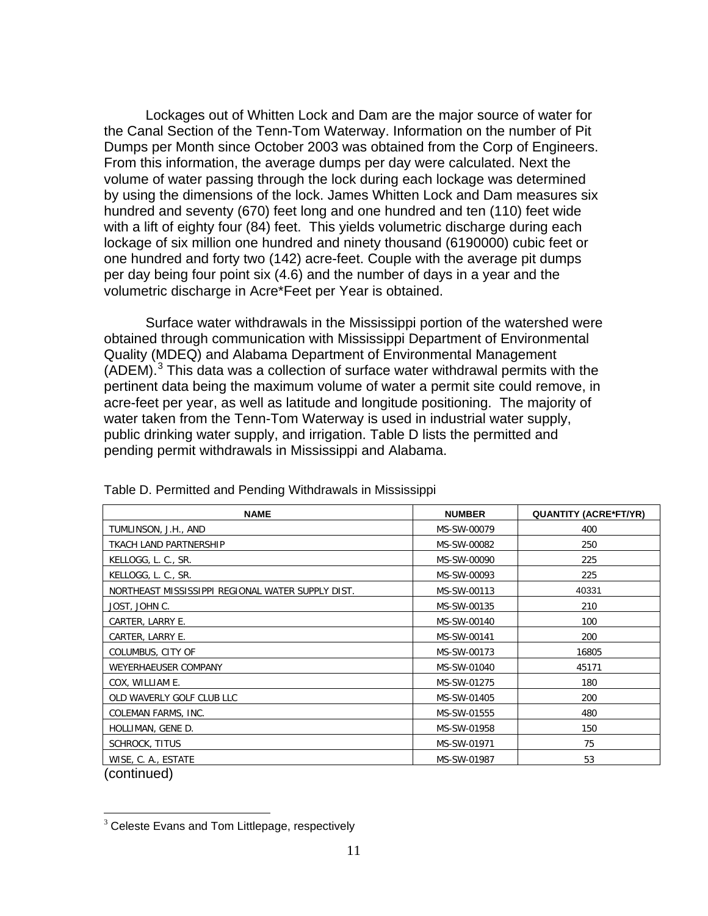Lockages out of Whitten Lock and Dam are the major source of water for the Canal Section of the Tenn-Tom Waterway. Information on the number of Pit Dumps per Month since October 2003 was obtained from the Corp of Engineers. From this information, the average dumps per day were calculated. Next the volume of water passing through the lock during each lockage was determined by using the dimensions of the lock. James Whitten Lock and Dam measures six hundred and seventy (670) feet long and one hundred and ten (110) feet wide with a lift of eighty four (84) feet. This yields volumetric discharge during each lockage of six million one hundred and ninety thousand (6190000) cubic feet or one hundred and forty two (142) acre-feet. Couple with the average pit dumps per day being four point six (4.6) and the number of days in a year and the volumetric discharge in Acre*Feet per Year is obtained.

Surface water withdrawals in the Mississippi portion of the watershed were obtained through communication with Mississippi Department of Environmental Quality (MDEQ) and Alabama Department of Environmental Management (ADEM).[3] This data was a collection of surface water withdrawal permits with the pertinent data being the maximum volume of water a permit site could remove, in acre-feet per year, as well as latitude and longitude positioning. The majority of water taken from the Tenn-Tom Waterway is used in industrial water supply, public drinking water supply, and irrigation. Table D lists the permitted and pending permit withdrawals in Mississippi and Alabama.

Table D. Permitted and Pending Withdrawals in Mississippi

| NAME | NUMBER | QUANTITY (ACRE*FT/YR) |
|---|---|---|
| TUMLINSON, J.H., AND | MS-SW-00079 | 400 |
| TKACH LAND PARTNERSHIP | MS-SW-00082 | 250 |
| KELLOGG, L. C., SR. | MS-SW-00090 | 225 |
| KELLOGG, L. C., SR. | MS-SW-00093 | 225 |
| NORTHEAST MISSISSIPPI REGIONAL WATER SUPPLY DIST. | MS-SW-00113 | 40331 |
| JOST, JOHN C. | MS-SW-00135 | 210 |
| CARTER, LARRY E. | MS-SW-00140 | 100 |
| CARTER, LARRY E. | MS-SW-00141 | 200 |
| COLUMBUS, CITY OF | MS-SW-00173 | 16805 |
| WEYERHAEUSER COMPANY | MS-SW-01040 | 45171 |
| COX, WILLIAM E. | MS-SW-01275 | 180 |
| OLD WAVERLY GOLF CLUB LLC | MS-SW-01405 | 200 |
| COLEMAN FARMS, INC. | MS-SW-01555 | 480 |
| HOLLIMAN, GENE D. | MS-SW-01958 | 150 |
| SCHROCK, TITUS | MS-SW-01971 | 75 |
| WISE, C. A., ESTATE | MS-SW-01987 | 53 |

(continued)

[3] Celeste Evans and Tom Littlepage, respectively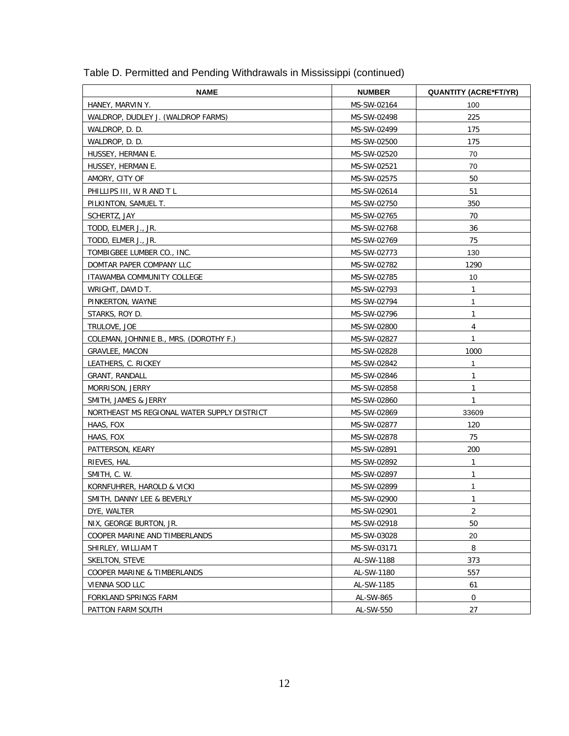Table D. Permitted and Pending Withdrawals in Mississippi (continued)

| NAME | NUMBER | QUANTITY (ACRE*FT/YR) |
|---|---|---|
| HANEY, MARVIN Y. | MS-SW-02164 | 100 |
| WALDROP, DUDLEY J. (WALDROP FARMS) | MS-SW-02498 | 225 |
| WALDROP, D. D. | MS-SW-02499 | 175 |
| WALDROP, D. D. | MS-SW-02500 | 175 |
| HUSSEY, HERMAN E. | MS-SW-02520 | 70 |
| HUSSEY, HERMAN E. | MS-SW-02521 | 70 |
| AMORY, CITY OF | MS-SW-02575 | 50 |
| PHILLIPS III, W R AND T L | MS-SW-02614 | 51 |
| PILKINTON, SAMUEL T. | MS-SW-02750 | 350 |
| SCHERTZ, JAY | MS-SW-02765 | 70 |
| TODD, ELMER J., JR. | MS-SW-02768 | 36 |
| TODD, ELMER J., JR. | MS-SW-02769 | 75 |
| TOMBIGBEE LUMBER CO., INC. | MS-SW-02773 | 130 |
| DOMTAR PAPER COMPANY LLC | MS-SW-02782 | 1290 |
| ITAWAMBA COMMUNITY COLLEGE | MS-SW-02785 | 10 |
| WRIGHT, DAVID T. | MS-SW-02793 | 1 |
| PINKERTON, WAYNE | MS-SW-02794 | 1 |
| STARKS, ROY D. | MS-SW-02796 | 1 |
| TRULOVE, JOE | MS-SW-02800 | 4 |
| COLEMAN, JOHNNIE B., MRS. (DOROTHY F.) | MS-SW-02827 | 1 |
| GRAVLEE, MACON | MS-SW-02828 | 1000 |
| LEATHERS, C. RICKEY | MS-SW-02842 | 1 |
| GRANT, RANDALL | MS-SW-02846 | 1 |
| MORRISON, JERRY | MS-SW-02858 | 1 |
| SMITH, JAMES & JERRY | MS-SW-02860 | 1 |
| NORTHEAST MS REGIONAL WATER SUPPLY DISTRICT | MS-SW-02869 | 33609 |
| HAAS, FOX | MS-SW-02877 | 120 |
| HAAS, FOX | MS-SW-02878 | 75 |
| PATTERSON, KEARY | MS-SW-02891 | 200 |
| RIEVES, HAL | MS-SW-02892 | 1 |
| SMITH, C. W. | MS-SW-02897 | 1 |
| KORNFUHRER, HAROLD & VICKI | MS-SW-02899 | 1 |
| SMITH, DANNY LEE & BEVERLY | MS-SW-02900 | 1 |
| DYE, WALTER | MS-SW-02901 | 2 |
| NIX, GEORGE BURTON, JR. | MS-SW-02918 | 50 |
| COOPER MARINE AND TIMBERLANDS | MS-SW-03028 | 20 |
| SHIRLEY, WILLIAM T | MS-SW-03171 | 8 |
| SKELTON, STEVE | AL-SW-1188 | 373 |
| COOPER MARINE & TIMBERLANDS | AL-SW-1180 | 557 |
| VIENNA SOD LLC | AL-SW-1185 | 61 |
| FORKLAND SPRINGS FARM | AL-SW-865 | 0 |
| PATTON FARM SOUTH | AL-SW-550 | 27 |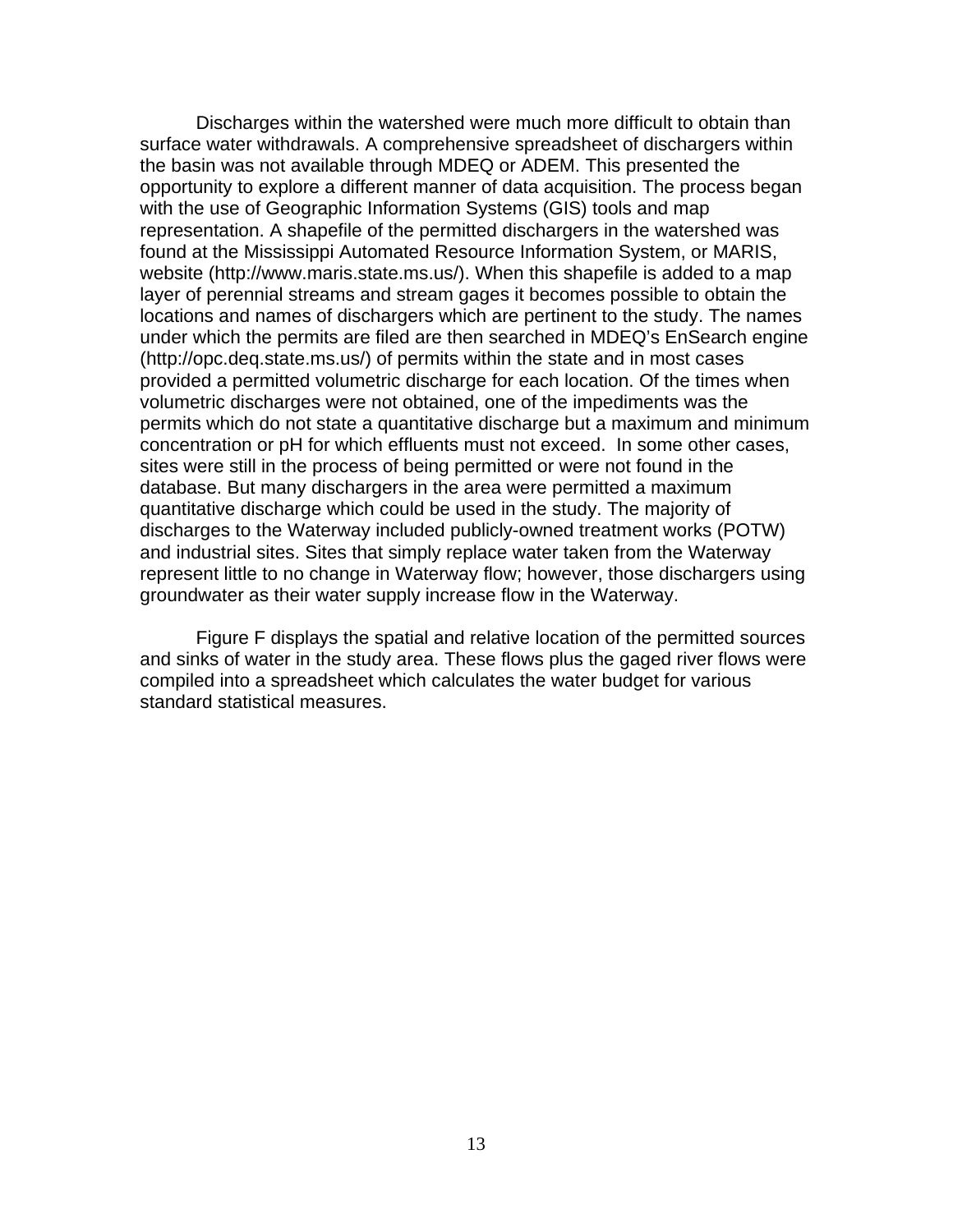Discharges within the watershed were much more difficult to obtain than surface water withdrawals. A comprehensive spreadsheet of dischargers within the basin was not available through MDEQ or ADEM. This presented the opportunity to explore a different manner of data acquisition. The process began with the use of Geographic Information Systems (GIS) tools and map representation. A shapefile of the permitted dischargers in the watershed was found at the Mississippi Automated Resource Information System, or MARIS, website (http://www.maris.state.ms.us/). When this shapefile is added to a map layer of perennial streams and stream gages it becomes possible to obtain the locations and names of dischargers which are pertinent to the study. The names under which the permits are filed are then searched in MDEQ's EnSearch engine (http://opc.deq.state.ms.us/) of permits within the state and in most cases provided a permitted volumetric discharge for each location. Of the times when volumetric discharges were not obtained, one of the impediments was the permits which do not state a quantitative discharge but a maximum and minimum concentration or pH for which effluents must not exceed. In some other cases, sites were still in the process of being permitted or were not found in the database. But many dischargers in the area were permitted a maximum quantitative discharge which could be used in the study. The majority of discharges to the Waterway included publicly-owned treatment works (POTW) and industrial sites. Sites that simply replace water taken from the Waterway represent little to no change in Waterway flow; however, those dischargers using groundwater as their water supply increase flow in the Waterway.

Figure F displays the spatial and relative location of the permitted sources and sinks of water in the study area. These flows plus the gaged river flows were compiled into a spreadsheet which calculates the water budget for various standard statistical measures.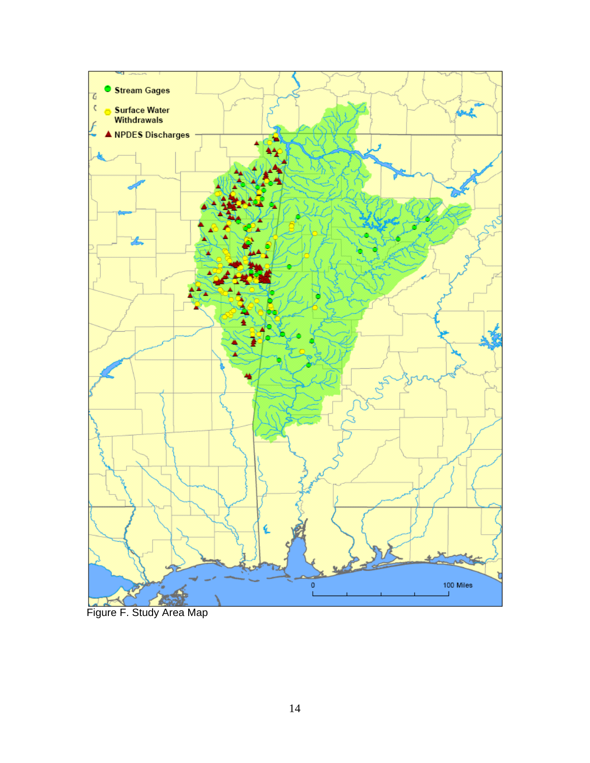Figure F. Study Area Map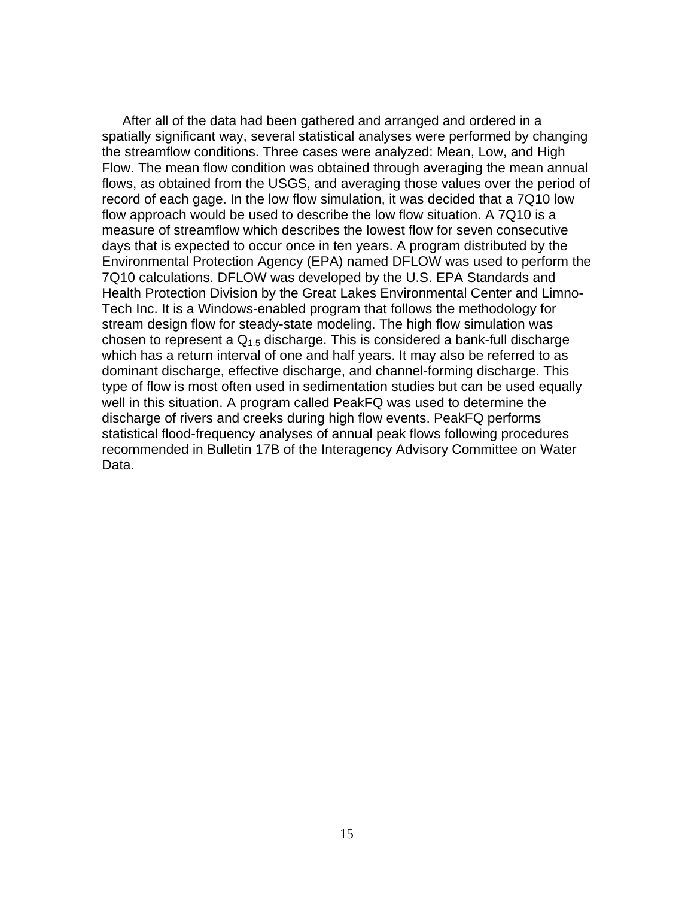After all of the data had been gathered and arranged and ordered in a spatially significant way, several statistical analyses were performed by changing the streamflow conditions. Three cases were analyzed: Mean, Low, and High Flow. The mean flow condition was obtained through averaging the mean annual flows, as obtained from the USGS, and averaging those values over the period of record of each gage. In the low flow simulation, it was decided that a 7Q10 low flow approach would be used to describe the low flow situation. A 7Q10 is a measure of streamflow which describes the lowest flow for seven consecutive days that is expected to occur once in ten years. A program distributed by the Environmental Protection Agency (EPA) named DFLOW was used to perform the 7Q10 calculations. DFLOW was developed by the U.S. EPA Standards and Health Protection Division by the Great Lakes Environmental Center and Limno-Tech Inc. It is a Windows-enabled program that follows the methodology for stream design flow for steady-state modeling. The high flow simulation was chosen to represent a $Q_{1.5}$ discharge. This is considered a bank-full discharge which has a return interval of one and half years. It may also be referred to as dominant discharge, effective discharge, and channel-forming discharge. This type of flow is most often used in sedimentation studies but can be used equally well in this situation. A program called PeakFQ was used to determine the discharge of rivers and creeks during high flow events. PeakFQ performs statistical flood-frequency analyses of annual peak flows following procedures recommended in Bulletin 17B of the Interagency Advisory Committee on Water Data.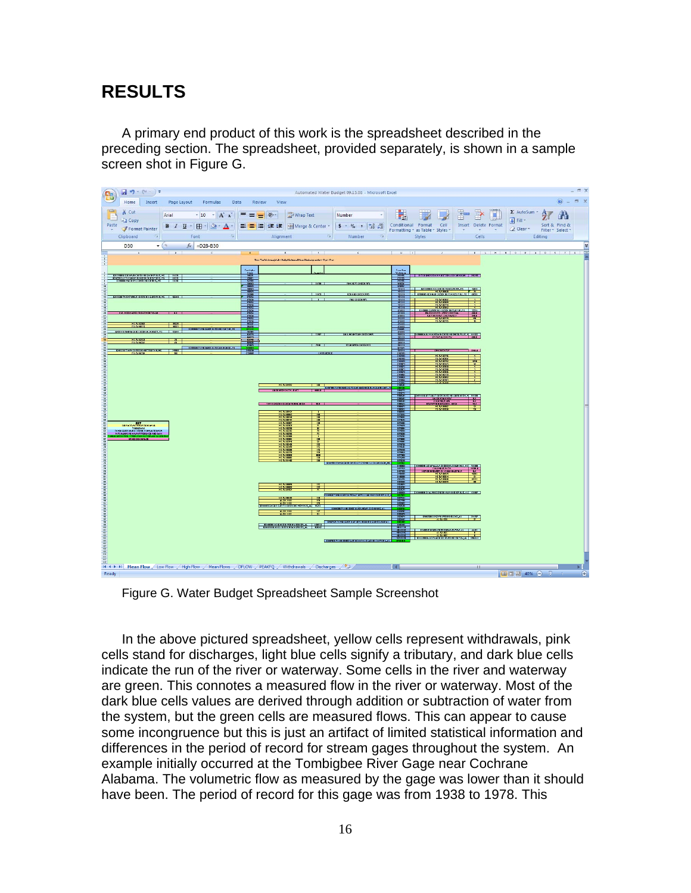# RESULTS

A primary end product of this work is the spreadsheet described in the preceding section. The spreadsheet, provided separately, is shown in a sample screen shot in Figure G.

Figure G. Water Budget Spreadsheet Sample Screenshot

In the above pictured spreadsheet, yellow cells represent withdrawals, pink cells stand for discharges, light blue cells signify a tributary, and dark blue cells indicate the run of the river or waterway. Some cells in the river and waterway are green. This connotes a measured flow in the river or waterway. Most of the dark blue cells values are derived through addition or subtraction of water from the system, but the green cells are measured flows. This can appear to cause some incongruence but this is just an artifact of limited statistical information and differences in the period of record for stream gages throughout the system. An example initially occurred at the Tombigbee River Gage near Cochrane Alabama. The volumetric flow as measured by the gage was lower than it should have been. The period of record for this gage was from 1938 to 1978. This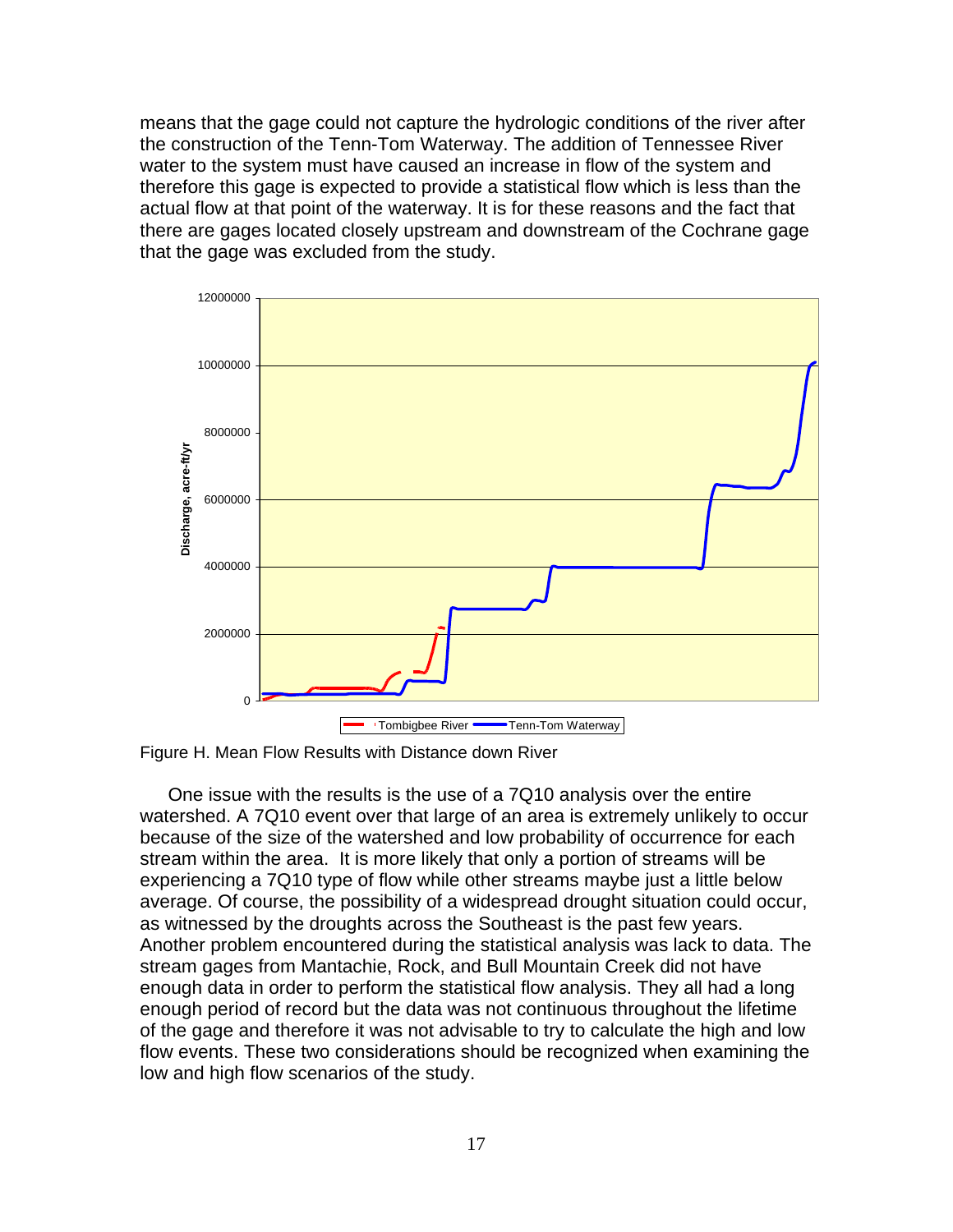means that the gage could not capture the hydrologic conditions of the river after the construction of the Tenn-Tom Waterway. The addition of Tennessee River water to the system must have caused an increase in flow of the system and therefore this gage is expected to provide a statistical flow which is less than the actual flow at that point of the waterway. It is for these reasons and the fact that there are gages located closely upstream and downstream of the Cochrane gage that the gage was excluded from the study.

Figure H. Mean Flow Results with Distance down River

One issue with the results is the use of a 7Q10 analysis over the entire watershed. A 7Q10 event over that large of an area is extremely unlikely to occur because of the size of the watershed and low probability of occurrence for each stream within the area. It is more likely that only a portion of streams will be experiencing a 7Q10 type of flow while other streams maybe just a little below average. Of course, the possibility of a widespread drought situation could occur, as witnessed by the droughts across the Southeast is the past few years. Another problem encountered during the statistical analysis was lack to data. The stream gages from Mantachie, Rock, and Bull Mountain Creek did not have enough data in order to perform the statistical flow analysis. They all had a long enough period of record but the data was not continuous throughout the lifetime of the gage and therefore it was not advisable to try to calculate the high and low flow events. These two considerations should be recognized when examining the low and high flow scenarios of the study.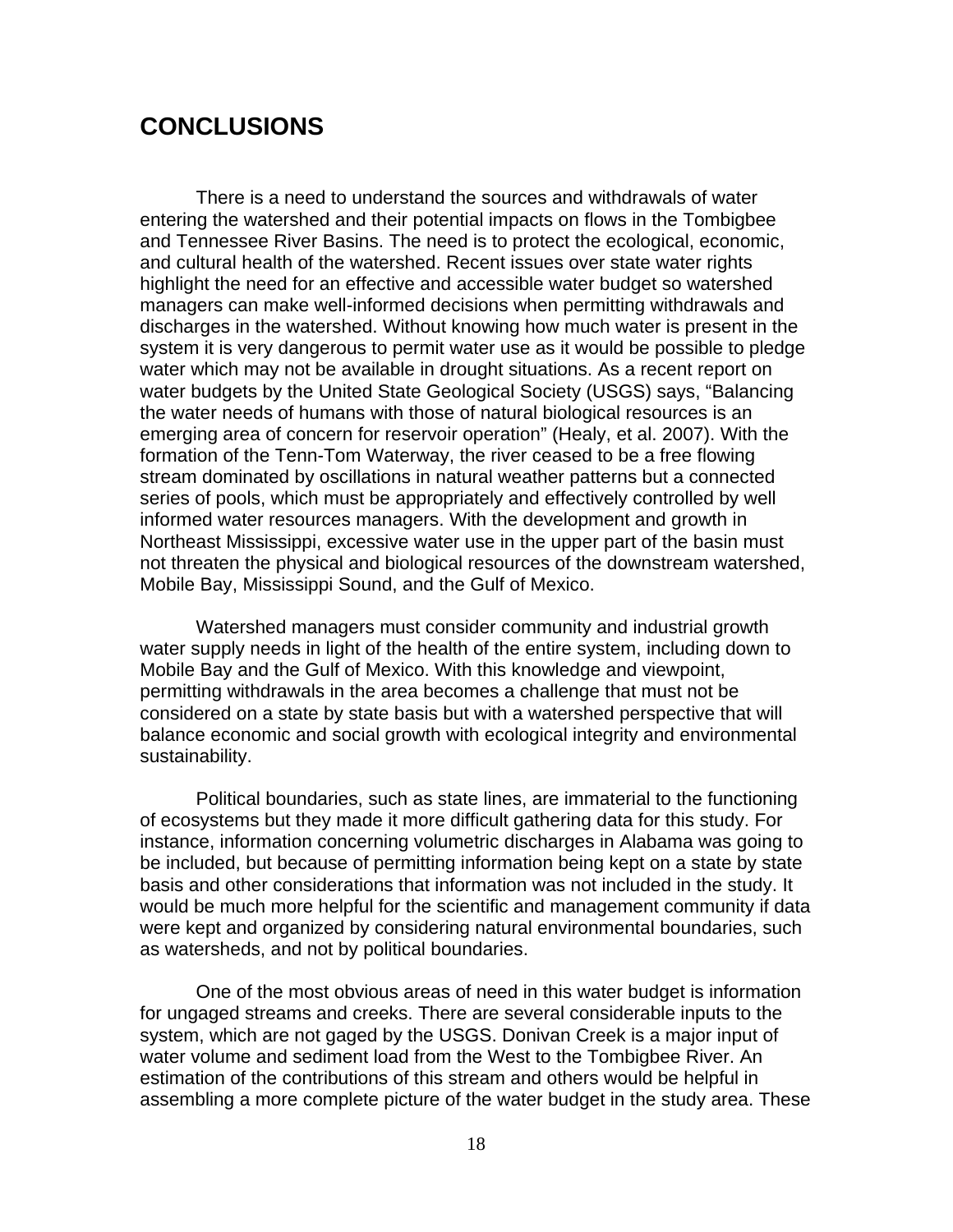# CONCLUSIONS

There is a need to understand the sources and withdrawals of water entering the watershed and their potential impacts on flows in the Tombigbee and Tennessee River Basins. The need is to protect the ecological, economic, and cultural health of the watershed. Recent issues over state water rights highlight the need for an effective and accessible water budget so watershed managers can make well-informed decisions when permitting withdrawals and discharges in the watershed. Without knowing how much water is present in the system it is very dangerous to permit water use as it would be possible to pledge water which may not be available in drought situations. As a recent report on water budgets by the United State Geological Society (USGS) says, "Balancing the water needs of humans with those of natural biological resources is an emerging area of concern for reservoir operation" (Healy, et al. 2007). With the formation of the Tenn-Tom Waterway, the river ceased to be a free flowing stream dominated by oscillations in natural weather patterns but a connected series of pools, which must be appropriately and effectively controlled by well informed water resources managers. With the development and growth in Northeast Mississippi, excessive water use in the upper part of the basin must not threaten the physical and biological resources of the downstream watershed, Mobile Bay, Mississippi Sound, and the Gulf of Mexico.

Watershed managers must consider community and industrial growth water supply needs in light of the health of the entire system, including down to Mobile Bay and the Gulf of Mexico. With this knowledge and viewpoint, permitting withdrawals in the area becomes a challenge that must not be considered on a state by state basis but with a watershed perspective that will balance economic and social growth with ecological integrity and environmental sustainability.

Political boundaries, such as state lines, are immaterial to the functioning of ecosystems but they made it more difficult gathering data for this study. For instance, information concerning volumetric discharges in Alabama was going to be included, but because of permitting information being kept on a state by state basis and other considerations that information was not included in the study. It would be much more helpful for the scientific and management community if data were kept and organized by considering natural environmental boundaries, such as watersheds, and not by political boundaries.

One of the most obvious areas of need in this water budget is information for ungaged streams and creeks. There are several considerable inputs to the system, which are not gaged by the USGS. Donivan Creek is a major input of water volume and sediment load from the West to the Tombigbee River. An estimation of the contributions of this stream and others would be helpful in assembling a more complete picture of the water budget in the study area. These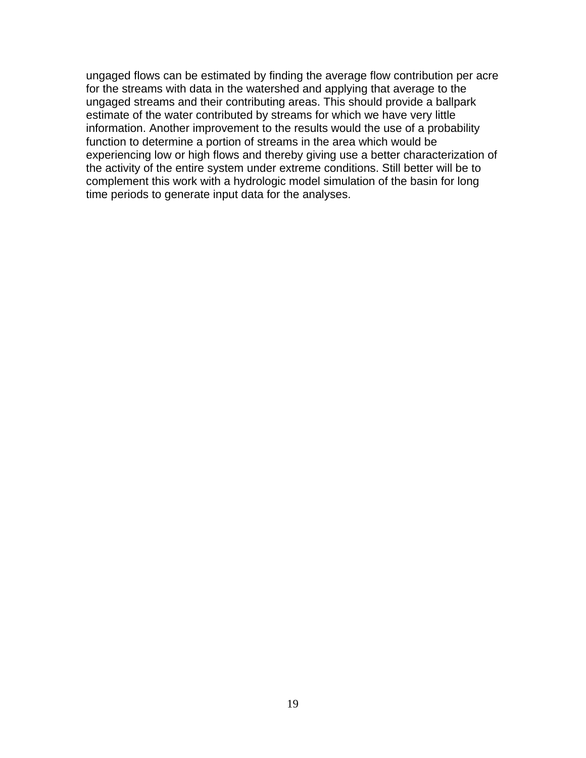ungaged flows can be estimated by finding the average flow contribution per acre for the streams with data in the watershed and applying that average to the ungaged streams and their contributing areas. This should provide a ballpark estimate of the water contributed by streams for which we have very little information. Another improvement to the results would the use of a probability function to determine a portion of streams in the area which would be experiencing low or high flows and thereby giving use a better characterization of the activity of the entire system under extreme conditions. Still better will be to complement this work with a hydrologic model simulation of the basin for long time periods to generate input data for the analyses.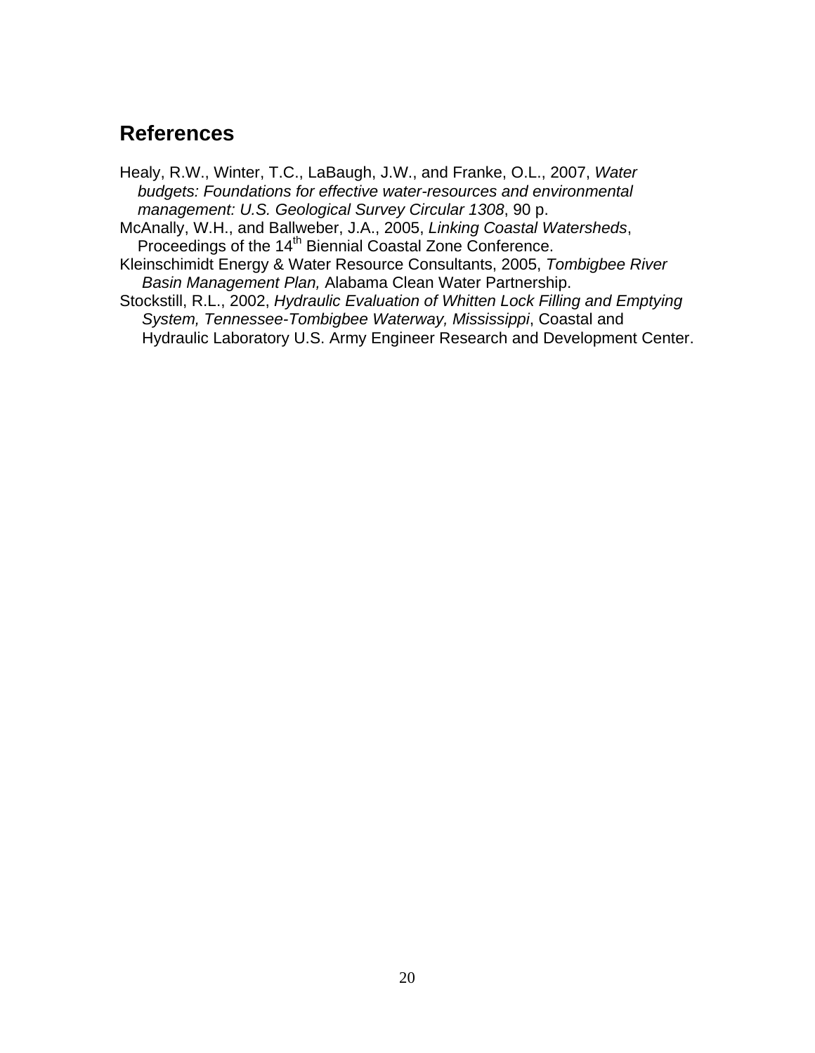## References

Healy, R.W., Winter, T.C., LaBaugh, J.W., and Franke, O.L., 2007, *Water budgets: Foundations for effective water-resources and environmental management: U.S. Geological Survey Circular 1308*, 90 p.

McAnally, W.H., and Ballweber, J.A., 2005, *Linking Coastal Watersheds*, Proceedings of the 14th Biennial Coastal Zone Conference.

Kleinschimidt Energy & Water Resource Consultants, 2005, *Tombigbee River Basin Management Plan,* Alabama Clean Water Partnership.

Stockstill, R.L., 2002, *Hydraulic Evaluation of Whitten Lock Filling and Emptying System, Tennessee-Tombigbee Waterway, Mississippi*, Coastal and Hydraulic Laboratory U.S. Army Engineer Research and Development Center.